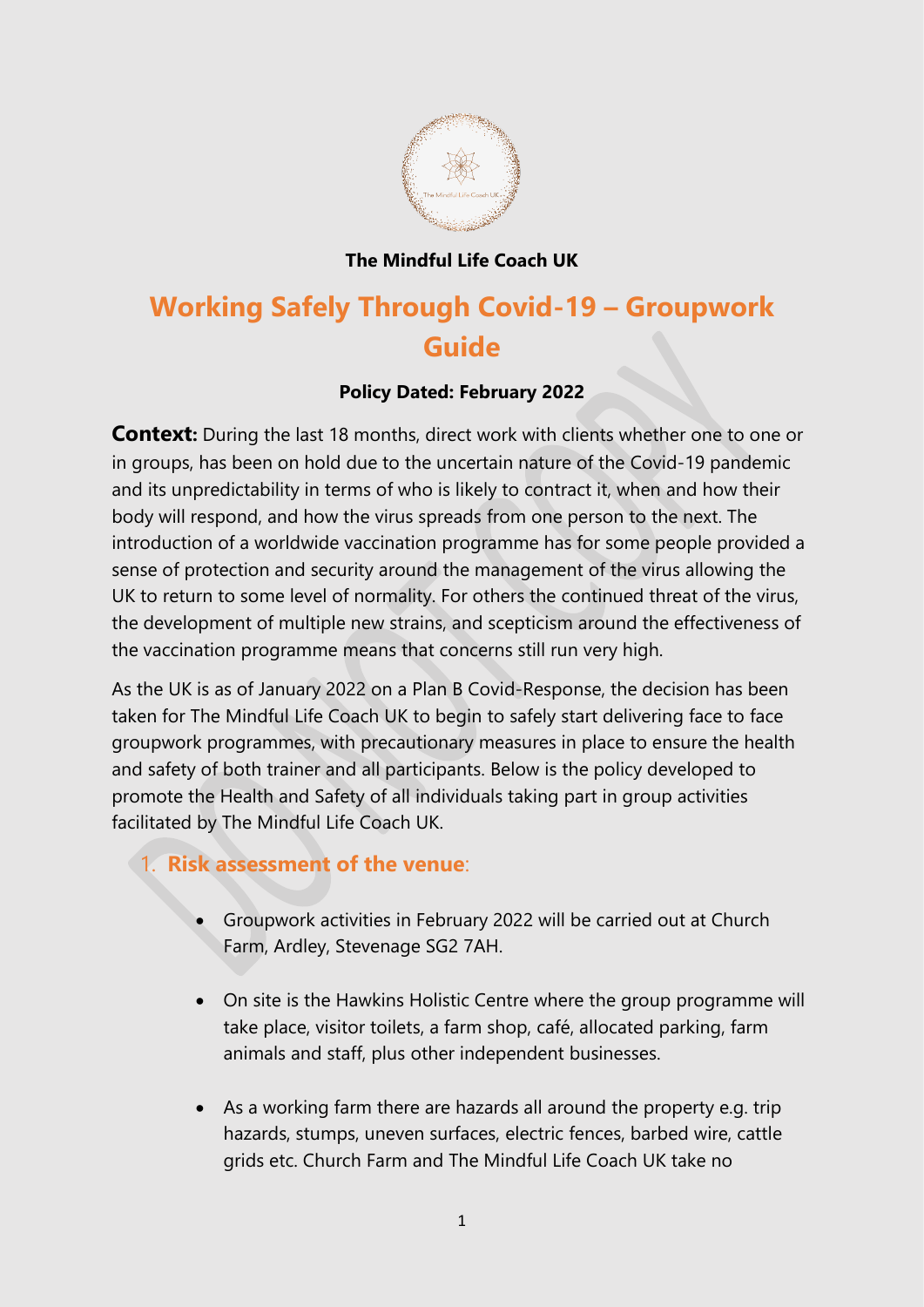**The Mindful Life Coach UK**

# Working Safely Through Covid-19 – Groupwork Guide

**Policy Dated: February 2022**

**Context:** During the last 18 months, direct work with clients whether one to one or in groups, has been on hold due to the uncertain nature of the Covid-19 pandemic and its unpredictability in terms of who is likely to contract it, when and how their body will respond, and how the virus spreads from one person to the next. The introduction of a worldwide vaccination programme has for some people provided a sense of protection and security around the management of the virus allowing the UK to return to some level of normality. For others the continued threat of the virus, the development of multiple new strains, and scepticism around the effectiveness of the vaccination programme means that concerns still run very high.

As the UK is as of January 2022 on a Plan B Covid-Response, the decision has been taken for The Mindful Life Coach UK to begin to safely start delivering face to face groupwork programmes, with precautionary measures in place to ensure the health and safety of both trainer and all participants. Below is the policy developed to promote the Health and Safety of all individuals taking part in group activities facilitated by The Mindful Life Coach UK.

## 1. Risk assessment of the venue:

- Groupwork activities in February 2022 will be carried out at Church Farm, Ardley, Stevenage SG2 7AH.
- On site is the Hawkins Holistic Centre where the group programme will take place, visitor toilets, a farm shop, café, allocated parking, farm animals and staff, plus other independent businesses.
- As a working farm there are hazards all around the property e.g. trip hazards, stumps, uneven surfaces, electric fences, barbed wire, cattle grids etc. Church Farm and The Mindful Life Coach UK take no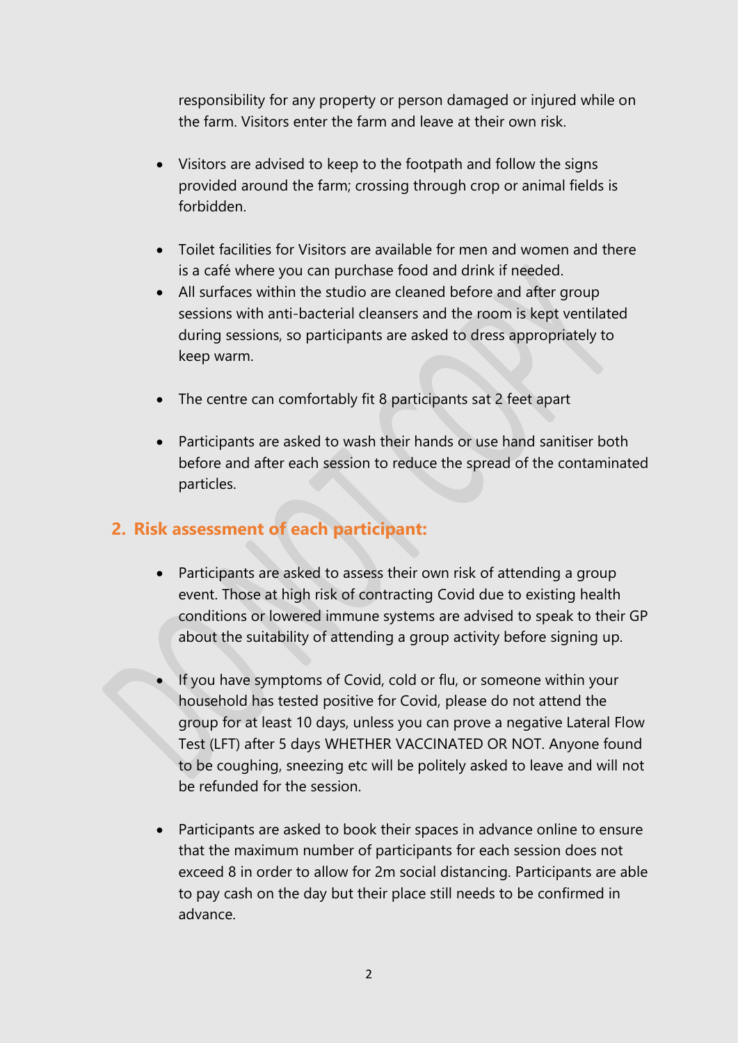responsibility for any property or person damaged or injured while on the farm. Visitors enter the farm and leave at their own risk.

- Visitors are advised to keep to the footpath and follow the signs provided around the farm; crossing through crop or animal fields is forbidden.

- Toilet facilities for Visitors are available for men and women and there is a café where you can purchase food and drink if needed.
- All surfaces within the studio are cleaned before and after group sessions with anti-bacterial cleansers and the room is kept ventilated during sessions, so participants are asked to dress appropriately to keep warm.

- The centre can comfortably fit 8 participants sat 2 feet apart

- Participants are asked to wash their hands or use hand sanitiser both before and after each session to reduce the spread of the contaminated particles.

## 2. Risk assessment of each participant:

- Participants are asked to assess their own risk of attending a group event. Those at high risk of contracting Covid due to existing health conditions or lowered immune systems are advised to speak to their GP about the suitability of attending a group activity before signing up.

- If you have symptoms of Covid, cold or flu, or someone within your household has tested positive for Covid, please do not attend the group for at least 10 days, unless you can prove a negative Lateral Flow Test (LFT) after 5 days WHETHER VACCINATED OR NOT. Anyone found to be coughing, sneezing etc will be politely asked to leave and will not be refunded for the session.

- Participants are asked to book their spaces in advance online to ensure that the maximum number of participants for each session does not exceed 8 in order to allow for 2m social distancing. Participants are able to pay cash on the day but their place still needs to be confirmed in advance.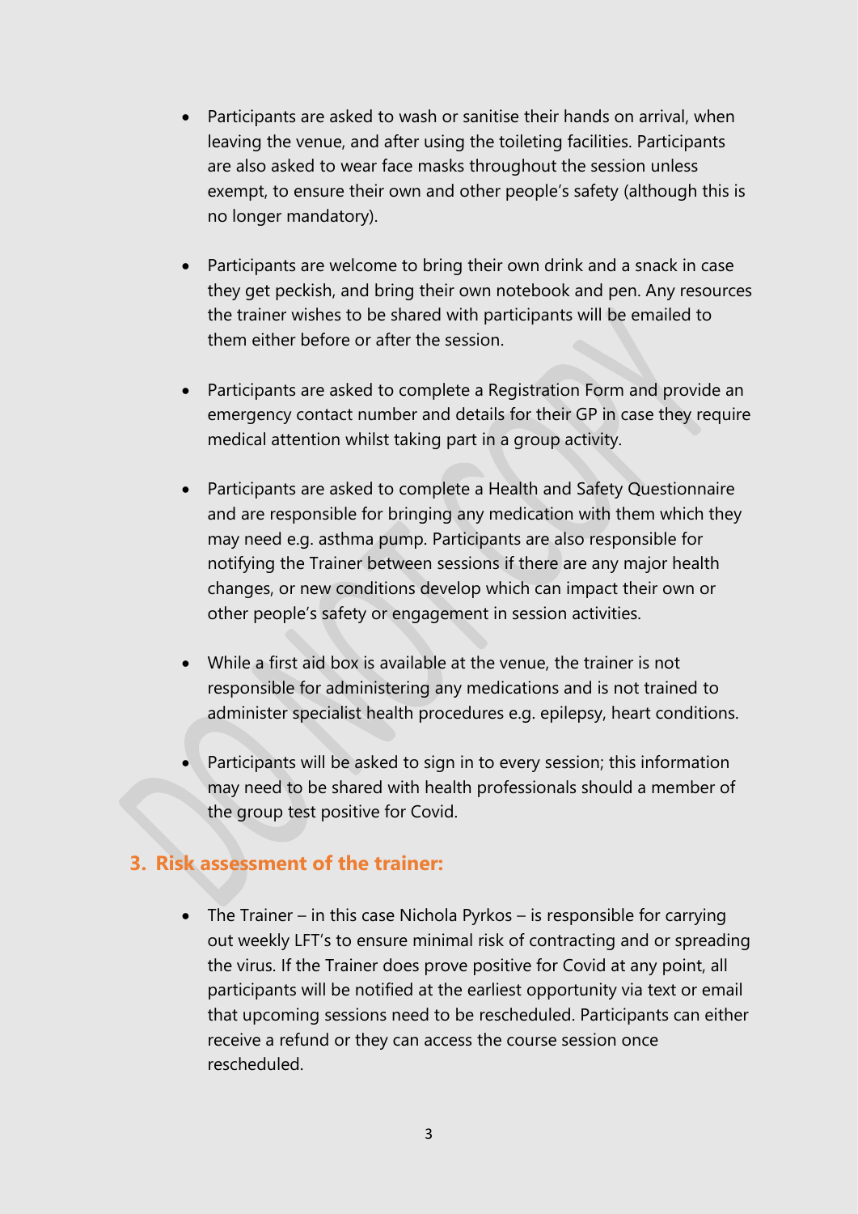- Participants are asked to wash or sanitise their hands on arrival, when leaving the venue, and after using the toileting facilities. Participants are also asked to wear face masks throughout the session unless exempt, to ensure their own and other people's safety (although this is no longer mandatory).

- Participants are welcome to bring their own drink and a snack in case they get peckish, and bring their own notebook and pen. Any resources the trainer wishes to be shared with participants will be emailed to them either before or after the session.

- Participants are asked to complete a Registration Form and provide an emergency contact number and details for their GP in case they require medical attention whilst taking part in a group activity.

- Participants are asked to complete a Health and Safety Questionnaire and are responsible for bringing any medication with them which they may need e.g. asthma pump. Participants are also responsible for notifying the Trainer between sessions if there are any major health changes, or new conditions develop which can impact their own or other people's safety or engagement in session activities.

- While a first aid box is available at the venue, the trainer is not responsible for administering any medications and is not trained to administer specialist health procedures e.g. epilepsy, heart conditions.

- Participants will be asked to sign in to every session; this information may need to be shared with health professionals should a member of the group test positive for Covid.

## 3. Risk assessment of the trainer:

- The Trainer – in this case Nichola Pyrkos – is responsible for carrying out weekly LFT's to ensure minimal risk of contracting and or spreading the virus. If the Trainer does prove positive for Covid at any point, all participants will be notified at the earliest opportunity via text or email that upcoming sessions need to be rescheduled. Participants can either receive a refund or they can access the course session once rescheduled.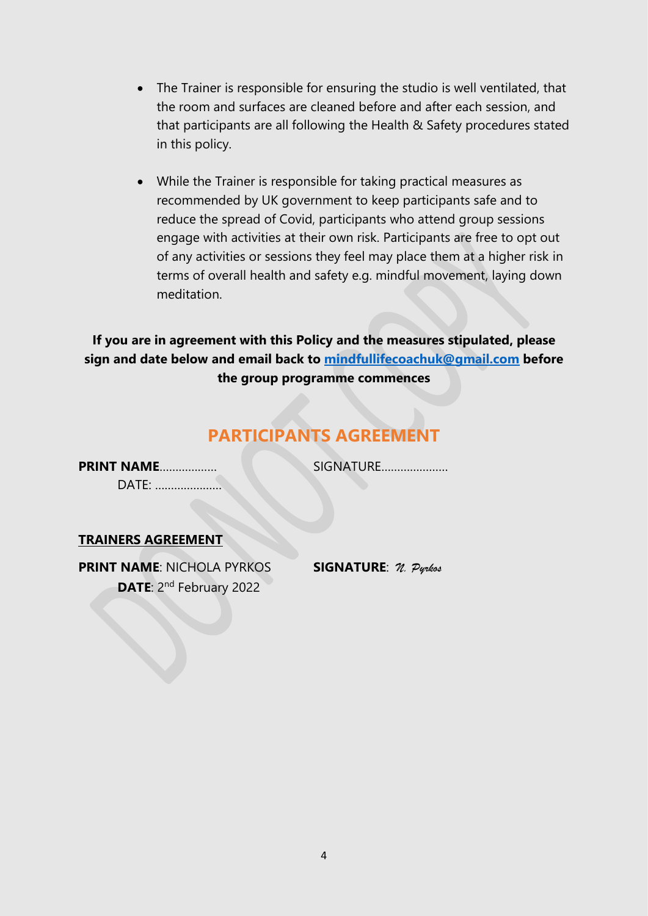- The Trainer is responsible for ensuring the studio is well ventilated, that the room and surfaces are cleaned before and after each session, and that participants are all following the Health & Safety procedures stated in this policy.
- While the Trainer is responsible for taking practical measures as recommended by UK government to keep participants safe and to reduce the spread of Covid, participants who attend group sessions engage with activities at their own risk. Participants are free to opt out of any activities or sessions they feel may place them at a higher risk in terms of overall health and safety e.g. mindful movement, laying down meditation.

**If you are in agreement with this Policy and the measures stipulated, please sign and date below and email back to [mindfullifecoachuk@gmail.com](mailto:mindfullifecoachuk@gmail.com) before the group programme commences**

## PARTICIPANTS AGREEMENT

**PRINT NAME**……………… SIGNATURE…………………

DATE: …………………

**TRAINERS AGREEMENT**

**PRINT NAME**: NICHOLA PYRKOS **SIGNATURE**: *N. Pyrkos*

**DATE**: 2nd February 2022